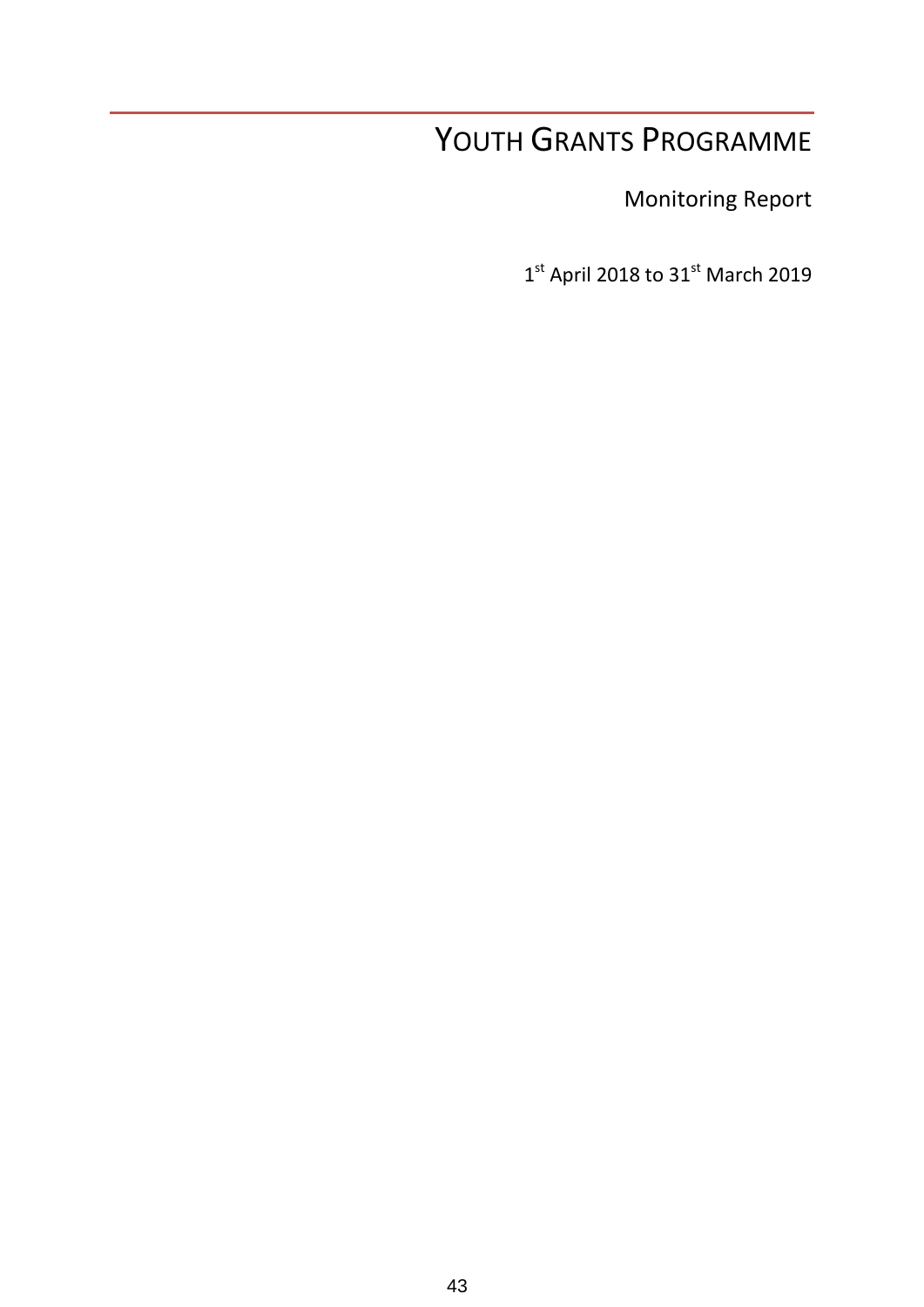# YOUTH GRANTS PROGRAMME

Monitoring Report

1st April 2018 to 31st March 2019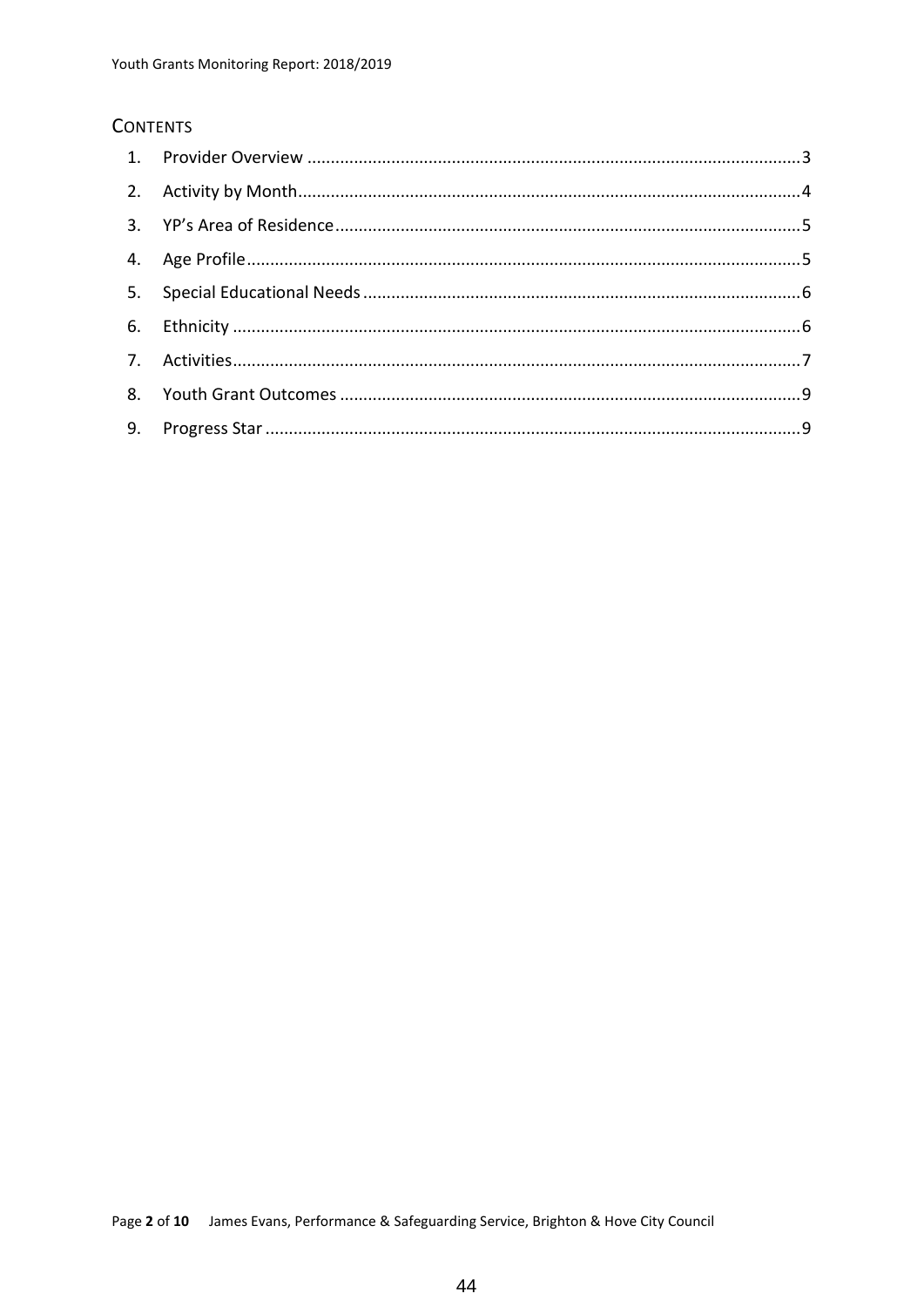## Contents

1. Provider Overview ........................................................................................................3
2. Activity by Month..........................................................................................................4
3. YP's Area of Residence..................................................................................................5
4. Age Profile.....................................................................................................................5
5. Special Educational Needs ............................................................................................6
6. Ethnicity ........................................................................................................................6
7. Activities........................................................................................................................7
8. Youth Grant Outcomes .................................................................................................9
9. Progress Star .................................................................................................................9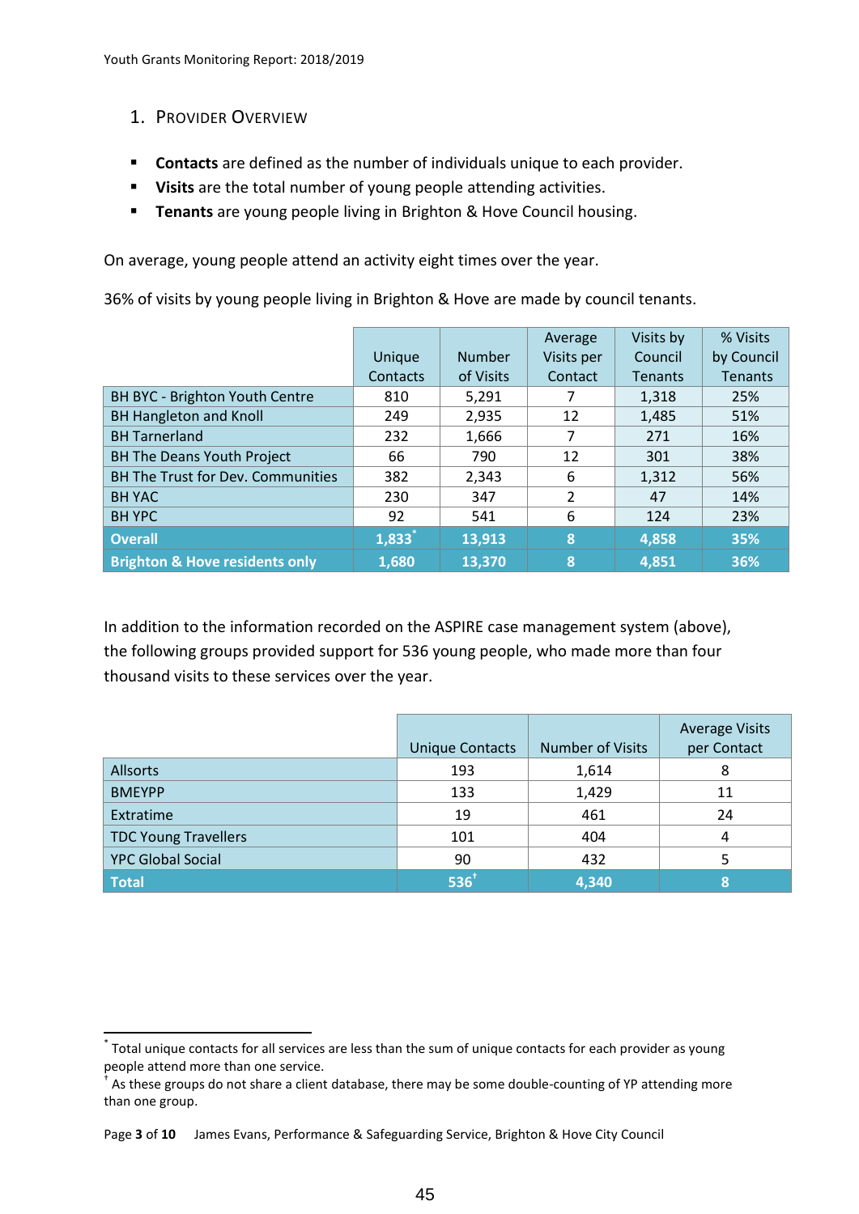## 1. Provider Overview

- **Contacts** are defined as the number of individuals unique to each provider.
- **Visits** are the total number of young people attending activities.
- **Tenants** are young people living in Brighton & Hove Council housing.

On average, young people attend an activity eight times over the year.

36% of visits by young people living in Brighton & Hove are made by council tenants.

| | Unique Contacts | Number of Visits | Average Visits per Contact | Visits by Council Tenants | % Visits by Council Tenants |
|---|---|---|---|---|---|
| BH BYC - Brighton Youth Centre | 810 | 5,291 | 7 | 1,318 | 25% |
| BH Hangleton and Knoll | 249 | 2,935 | 12 | 1,485 | 51% |
| BH Tarnerland | 232 | 1,666 | 7 | 271 | 16% |
| BH The Deans Youth Project | 66 | 790 | 12 | 301 | 38% |
| BH The Trust for Dev. Communities | 382 | 2,343 | 6 | 1,312 | 56% |
| BH YAC | 230 | 347 | 2 | 47 | 14% |
| BH YPC | 92 | 541 | 6 | 124 | 23% |
| **Overall** | **1,833*** | **13,913** | **8** | **4,858** | **35%** |
| **Brighton & Hove residents only** | **1,680** | **13,370** | **8** | **4,851** | **36%** |

In addition to the information recorded on the ASPIRE case management system (above), the following groups provided support for 536 young people, who made more than four thousand visits to these services over the year.

| | Unique Contacts | Number of Visits | Average Visits per Contact |
|---|---|---|---|
| Allsorts | 193 | 1,614 | 8 |
| BMEYPP | 133 | 1,429 | 11 |
| Extratime | 19 | 461 | 24 |
| TDC Young Travellers | 101 | 404 | 4 |
| YPC Global Social | 90 | 432 | 5 |
| **Total** | **536†** | **4,340** | **8** |

* Total unique contacts for all services are less than the sum of unique contacts for each provider as young people attend more than one service.

† As these groups do not share a client database, there may be some double-counting of YP attending more than one group.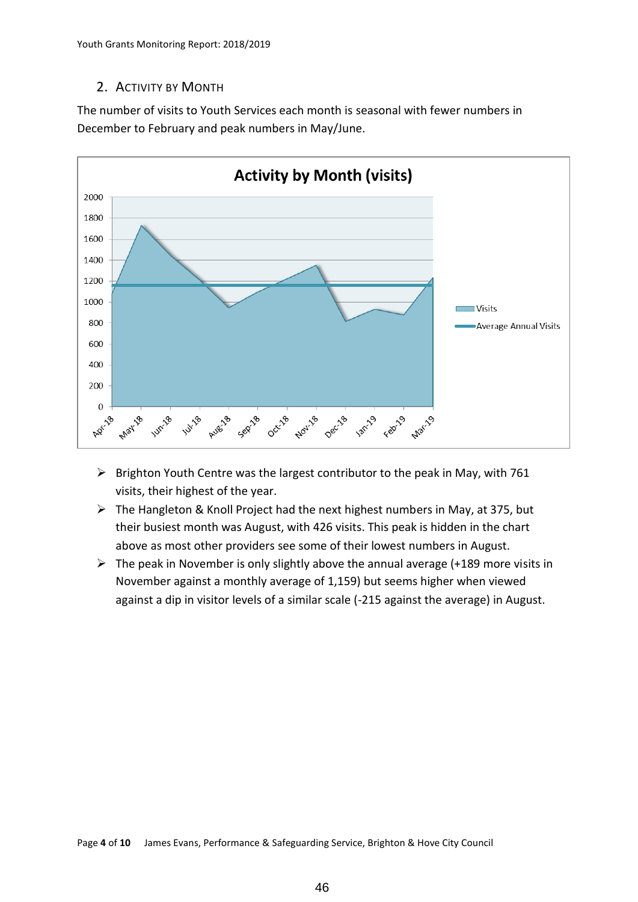## 2. Activity by Month

The number of visits to Youth Services each month is seasonal with fewer numbers in December to February and peak numbers in May/June.

- Brighton Youth Centre was the largest contributor to the peak in May, with 761 visits, their highest of the year.
- The Hangleton & Knoll Project had the next highest numbers in May, at 375, but their busiest month was August, with 426 visits. This peak is hidden in the chart above as most other providers see some of their lowest numbers in August.
- The peak in November is only slightly above the annual average (+189 more visits in November against a monthly average of 1,159) but seems higher when viewed against a dip in visitor levels of a similar scale (-215 against the average) in August.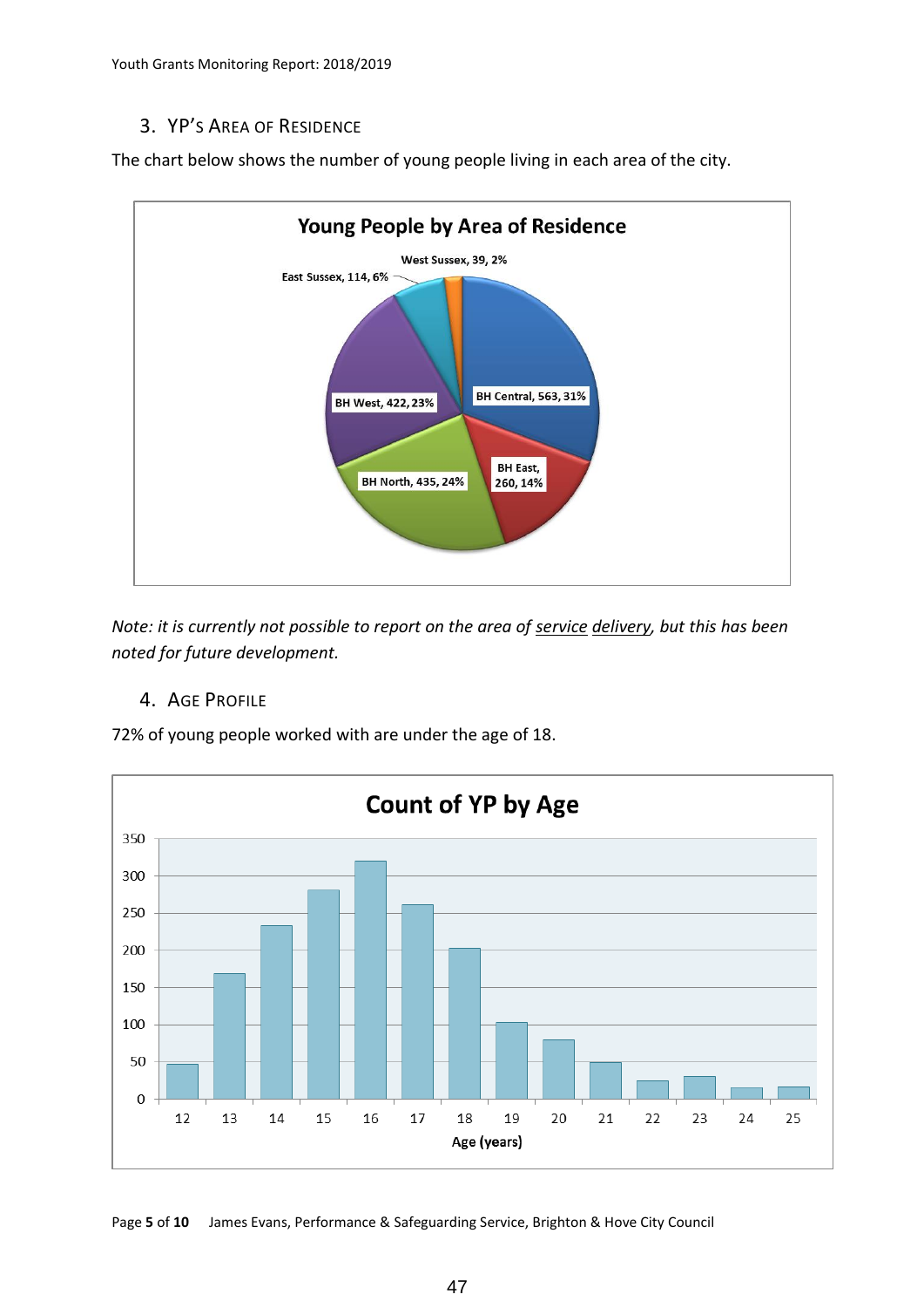### 3. YP's Area of Residence

The chart below shows the number of young people living in each area of the city.

**Young People by Area of Residence**

| Area | Number | % |
|---|---|---|
| BH Central | 563 | 31% |
| BH East | 260 | 14% |
| BH North | 435 | 24% |
| BH West | 422 | 23% |
| East Sussex | 114 | 6% |
| West Sussex | 39 | 2% |

*Note: it is currently not possible to report on the area of service delivery, but this has been noted for future development.*

### 4. Age Profile

72% of young people worked with are under the age of 18.

**Count of YP by Age**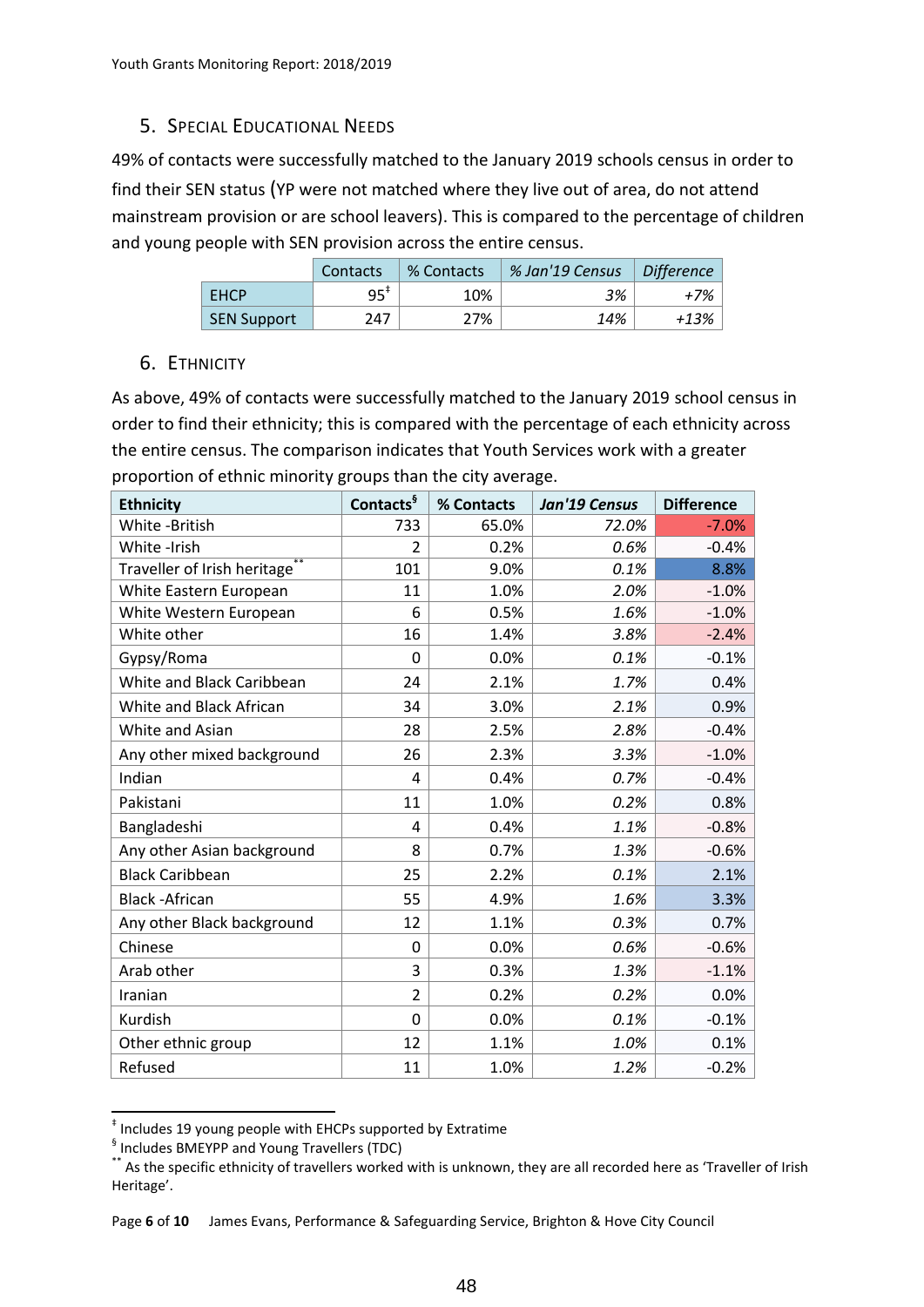## 5. Special Educational Needs

49% of contacts were successfully matched to the January 2019 schools census in order to find their SEN status (YP were not matched where they live out of area, do not attend mainstream provision or are school leavers). This is compared to the percentage of children and young people with SEN provision across the entire census.

| | Contacts | % Contacts | *% Jan'19 Census* | *Difference* |
|---|---|---|---|---|
| EHCP | 95[‡] | 10% | *3%* | *+7%* |
| SEN Support | 247 | 27% | *14%* | *+13%* |

## 6. Ethnicity

As above, 49% of contacts were successfully matched to the January 2019 school census in order to find their ethnicity; this is compared with the percentage of each ethnicity across the entire census. The comparison indicates that Youth Services work with a greater proportion of ethnic minority groups than the city average.

| **Ethnicity** | **Contacts[§]** | **% Contacts** | ***Jan'19 Census*** | **Difference** |
|---|---|---|---|---|
| White -British | 733 | 65.0% | *72.0%* | -7.0% |
| White -Irish | 2 | 0.2% | *0.6%* | -0.4% |
| Traveller of Irish heritage[**] | 101 | 9.0% | *0.1%* | 8.8% |
| White Eastern European | 11 | 1.0% | *2.0%* | -1.0% |
| White Western European | 6 | 0.5% | *1.6%* | -1.0% |
| White other | 16 | 1.4% | *3.8%* | -2.4% |
| Gypsy/Roma | 0 | 0.0% | *0.1%* | -0.1% |
| White and Black Caribbean | 24 | 2.1% | *1.7%* | 0.4% |
| White and Black African | 34 | 3.0% | *2.1%* | 0.9% |
| White and Asian | 28 | 2.5% | *2.8%* | -0.4% |
| Any other mixed background | 26 | 2.3% | *3.3%* | -1.0% |
| Indian | 4 | 0.4% | *0.7%* | -0.4% |
| Pakistani | 11 | 1.0% | *0.2%* | 0.8% |
| Bangladeshi | 4 | 0.4% | *1.1%* | -0.8% |
| Any other Asian background | 8 | 0.7% | *1.3%* | -0.6% |
| Black Caribbean | 25 | 2.2% | *0.1%* | 2.1% |
| Black -African | 55 | 4.9% | *1.6%* | 3.3% |
| Any other Black background | 12 | 1.1% | *0.3%* | 0.7% |
| Chinese | 0 | 0.0% | *0.6%* | -0.6% |
| Arab other | 3 | 0.3% | *1.3%* | -1.1% |
| Iranian | 2 | 0.2% | *0.2%* | 0.0% |
| Kurdish | 0 | 0.0% | *0.1%* | -0.1% |
| Other ethnic group | 12 | 1.1% | *1.0%* | 0.1% |
| Refused | 11 | 1.0% | *1.2%* | -0.2% |

[‡] Includes 19 young people with EHCPs supported by Extratime

[§] Includes BMEYPP and Young Travellers (TDC)

[**] As the specific ethnicity of travellers worked with is unknown, they are all recorded here as 'Traveller of Irish Heritage'.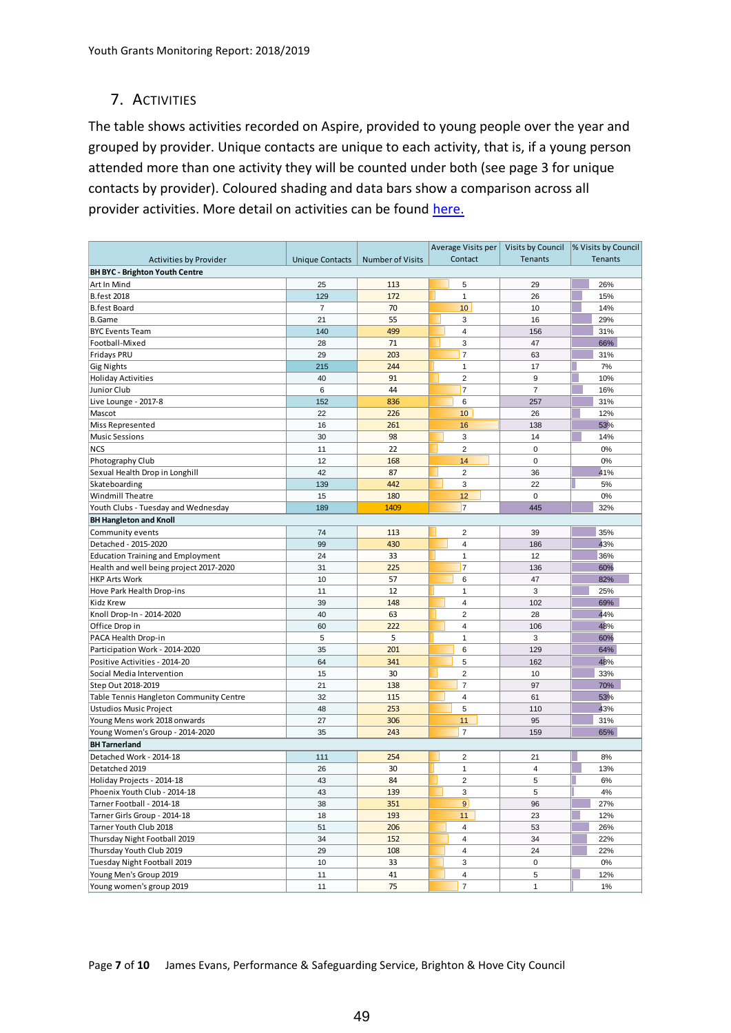## 7. Activities

The table shows activities recorded on Aspire, provided to young people over the year and grouped by provider. Unique contacts are unique to each activity, that is, if a young person attended more than one activity they will be counted under both (see page 3 for unique contacts by provider). Coloured shading and data bars show a comparison across all provider activities. More detail on activities can be found [here.](#)

| Activities by Provider | Unique Contacts | Number of Visits | Average Visits per Contact | Visits by Council Tenants | % Visits by Council Tenants |
|---|---|---|---|---|---|
| **BH BYC - Brighton Youth Centre** | | | | | |
| Art In Mind | 25 | 113 | 5 | 29 | 26% |
| B.fest 2018 | 129 | 172 | 1 | 26 | 15% |
| B.fest Board | 7 | 70 | 10 | 10 | 14% |
| B.Game | 21 | 55 | 3 | 16 | 29% |
| BYC Events Team | 140 | 499 | 4 | 156 | 31% |
| Football-Mixed | 28 | 71 | 3 | 47 | 66% |
| Fridays PRU | 29 | 203 | 7 | 63 | 31% |
| Gig Nights | 215 | 244 | 1 | 17 | 7% |
| Holiday Activities | 40 | 91 | 2 | 9 | 10% |
| Junior Club | 6 | 44 | 7 | 7 | 16% |
| Live Lounge - 2017-8 | 152 | 836 | 6 | 257 | 31% |
| Mascot | 22 | 226 | 10 | 26 | 12% |
| Miss Represented | 16 | 261 | 16 | 138 | 53% |
| Music Sessions | 30 | 98 | 3 | 14 | 14% |
| NCS | 11 | 22 | 2 | 0 | 0% |
| Photography Club | 12 | 168 | 14 | 0 | 0% |
| Sexual Health Drop in Longhill | 42 | 87 | 2 | 36 | 41% |
| Skateboarding | 139 | 442 | 3 | 22 | 5% |
| Windmill Theatre | 15 | 180 | 12 | 0 | 0% |
| Youth Clubs - Tuesday and Wednesday | 189 | 1409 | 7 | 445 | 32% |
| **BH Hangleton and Knoll** | | | | | |
| Community events | 74 | 113 | 2 | 39 | 35% |
| Detached - 2015-2020 | 99 | 430 | 4 | 186 | 43% |
| Education Training and Employment | 24 | 33 | 1 | 12 | 36% |
| Health and well being project 2017-2020 | 31 | 225 | 7 | 136 | 60% |
| HKP Arts Work | 10 | 57 | 6 | 47 | 82% |
| Hove Park Health Drop-ins | 11 | 12 | 1 | 3 | 25% |
| Kidz Krew | 39 | 148 | 4 | 102 | 69% |
| Knoll Drop-In - 2014-2020 | 40 | 63 | 2 | 28 | 44% |
| Office Drop in | 60 | 222 | 4 | 106 | 48% |
| PACA Health Drop-in | 5 | 5 | 1 | 3 | 60% |
| Participation Work - 2014-2020 | 35 | 201 | 6 | 129 | 64% |
| Positive Activities - 2014-20 | 64 | 341 | 5 | 162 | 48% |
| Social Media Intervention | 15 | 30 | 2 | 10 | 33% |
| Step Out 2018-2019 | 21 | 138 | 7 | 97 | 70% |
| Table Tennis Hangleton Community Centre | 32 | 115 | 4 | 61 | 53% |
| Ustudios Music Project | 48 | 253 | 5 | 110 | 43% |
| Young Mens work 2018 onwards | 27 | 306 | 11 | 95 | 31% |
| Young Women's Group - 2014-2020 | 35 | 243 | 7 | 159 | 65% |
| **BH Tarnerland** | | | | | |
| Detached Work - 2014-18 | 111 | 254 | 2 | 21 | 8% |
| Detatched 2019 | 26 | 30 | 1 | 4 | 13% |
| Holiday Projects - 2014-18 | 43 | 84 | 2 | 5 | 6% |
| Phoenix Youth Club - 2014-18 | 43 | 139 | 3 | 5 | 4% |
| Tarner Football - 2014-18 | 38 | 351 | 9 | 96 | 27% |
| Tarner Girls Group - 2014-18 | 18 | 193 | 11 | 23 | 12% |
| Tarner Youth Club 2018 | 51 | 206 | 4 | 53 | 26% |
| Thursday Night Football 2019 | 34 | 152 | 4 | 34 | 22% |
| Thursday Youth Club 2019 | 29 | 108 | 4 | 24 | 22% |
| Tuesday Night Football 2019 | 10 | 33 | 3 | 0 | 0% |
| Young Men's Group 2019 | 11 | 41 | 4 | 5 | 12% |
| Young women's group 2019 | 11 | 75 | 7 | 1 | 1% |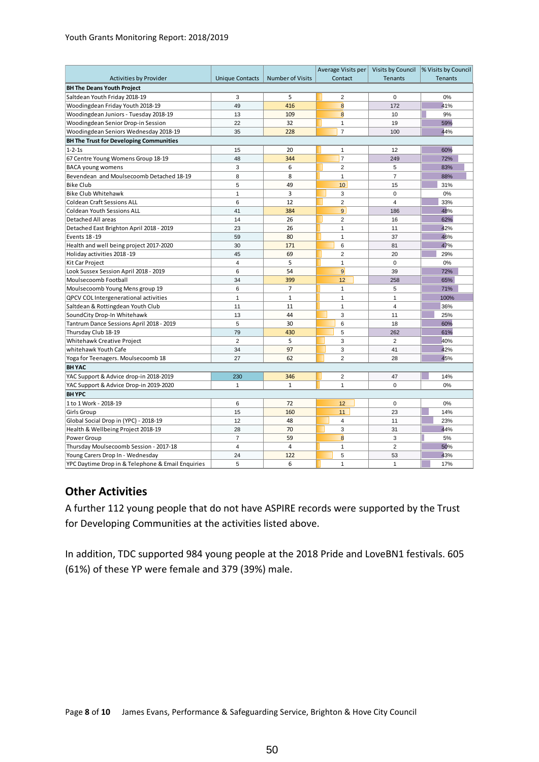| Activities by Provider | Unique Contacts | Number of Visits | Average Visits per Contact | Visits by Council Tenants | % Visits by Council Tenants |
|---|---|---|---|---|---|
| **BH The Deans Youth Project** | | | | | |
| Saltdean Youth Friday 2018-19 | 3 | 5 | 2 | 0 | 0% |
| Woodingdean Friday Youth 2018-19 | 49 | 416 | 8 | 172 | 41% |
| Woodingdean Juniors - Tuesday 2018-19 | 13 | 109 | 8 | 10 | 9% |
| Woodingdean Senior Drop-in Session | 22 | 32 | 1 | 19 | 59% |
| Woodingdean Seniors Wednesday 2018-19 | 35 | 228 | 7 | 100 | 44% |
| **BH The Trust for Developing Communities** | | | | | |
| 1-2-1s | 15 | 20 | 1 | 12 | 60% |
| 67 Centre Young Womens Group 18-19 | 48 | 344 | 7 | 249 | 72% |
| BACA young womens | 3 | 6 | 2 | 5 | 83% |
| Bevendean and Moulsecoomb Detached 18-19 | 8 | 8 | 1 | 7 | 88% |
| Bike Club | 5 | 49 | 10 | 15 | 31% |
| Bike Club Whitehawk | 1 | 3 | 3 | 0 | 0% |
| Coldean Craft Sessions ALL | 6 | 12 | 2 | 4 | 33% |
| Coldean Youth Sessions ALL | 41 | 384 | 9 | 186 | 48% |
| Detached All areas | 14 | 26 | 2 | 16 | 62% |
| Detached East Brighton April 2018 - 2019 | 23 | 26 | 1 | 11 | 42% |
| Events 18 -19 | 59 | 80 | 1 | 37 | 46% |
| Health and well being project 2017-2020 | 30 | 171 | 6 | 81 | 47% |
| Holiday activities 2018 -19 | 45 | 69 | 2 | 20 | 29% |
| Kit Car Project | 4 | 5 | 1 | 0 | 0% |
| Look Sussex Session April 2018 - 2019 | 6 | 54 | 9 | 39 | 72% |
| Moulsecoomb Football | 34 | 399 | 12 | 258 | 65% |
| Moulsecoomb Young Mens group 19 | 6 | 7 | 1 | 5 | 71% |
| QPCV COL Intergenerational activities | 1 | 1 | 1 | 1 | 100% |
| Saltdean & Rottingdean Youth Club | 11 | 11 | 1 | 4 | 36% |
| SoundCity Drop-In Whitehawk | 13 | 44 | 3 | 11 | 25% |
| Tantrum Dance Sessions April 2018 - 2019 | 5 | 30 | 6 | 18 | 60% |
| Thursday Club 18-19 | 79 | 430 | 5 | 262 | 61% |
| Whitehawk Creative Project | 2 | 5 | 3 | 2 | 40% |
| whitehawk Youth Cafe | 34 | 97 | 3 | 41 | 42% |
| Yoga for Teenagers. Moulsecoomb 18 | 27 | 62 | 2 | 28 | 45% |
| **BH YAC** | | | | | |
| YAC Support & Advice drop-in 2018-2019 | 230 | 346 | 2 | 47 | 14% |
| YAC Support & Advice Drop-in 2019-2020 | 1 | 1 | 1 | 0 | 0% |
| **BH YPC** | | | | | |
| 1 to 1 Work - 2018-19 | 6 | 72 | 12 | 0 | 0% |
| Girls Group | 15 | 160 | 11 | 23 | 14% |
| Global Social Drop in (YPC) - 2018-19 | 12 | 48 | 4 | 11 | 23% |
| Health & Wellbeing Project 2018-19 | 28 | 70 | 3 | 31 | 44% |
| Power Group | 7 | 59 | 8 | 3 | 5% |
| Thursday Moulsecoomb Session - 2017-18 | 4 | 4 | 1 | 2 | 50% |
| Young Carers Drop In - Wednesday | 24 | 122 | 5 | 53 | 43% |
| YPC Daytime Drop in & Telephone & Email Enquiries | 5 | 6 | 1 | 1 | 17% |

## Other Activities

A further 112 young people that do not have ASPIRE records were supported by the Trust for Developing Communities at the activities listed above.

In addition, TDC supported 984 young people at the 2018 Pride and LoveBN1 festivals. 605 (61%) of these YP were female and 379 (39%) male.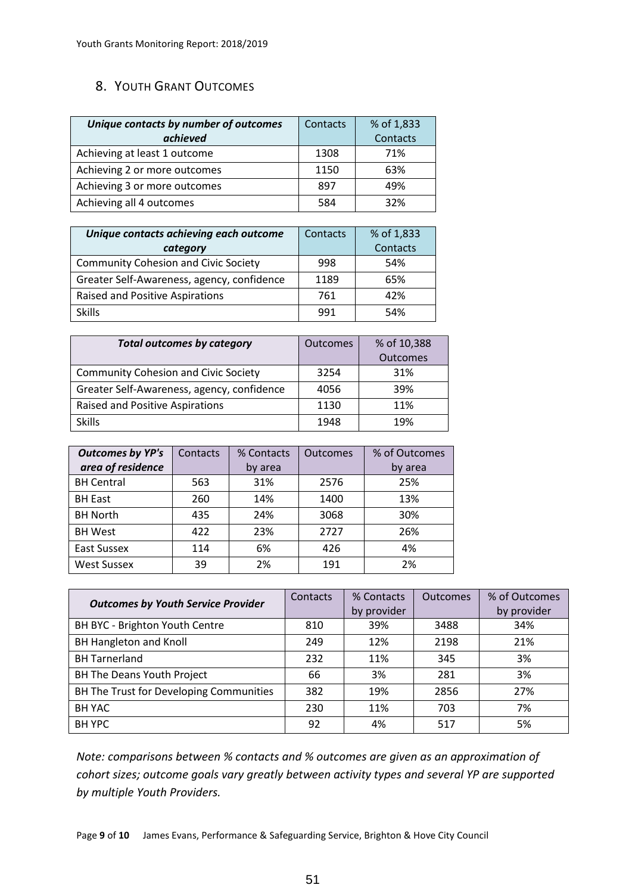## 8. Youth Grant Outcomes

| ***Unique contacts by number of outcomes achieved*** | Contacts | % of 1,833 Contacts |
|---|---|---|
| Achieving at least 1 outcome | 1308 | 71% |
| Achieving 2 or more outcomes | 1150 | 63% |
| Achieving 3 or more outcomes | 897 | 49% |
| Achieving all 4 outcomes | 584 | 32% |

| ***Unique contacts achieving each outcome category*** | Contacts | % of 1,833 Contacts |
|---|---|---|
| Community Cohesion and Civic Society | 998 | 54% |
| Greater Self-Awareness, agency, confidence | 1189 | 65% |
| Raised and Positive Aspirations | 761 | 42% |
| Skills | 991 | 54% |

| ***Total outcomes by category*** | Outcomes | % of 10,388 Outcomes |
|---|---|---|
| Community Cohesion and Civic Society | 3254 | 31% |
| Greater Self-Awareness, agency, confidence | 4056 | 39% |
| Raised and Positive Aspirations | 1130 | 11% |
| Skills | 1948 | 19% |

| ***Outcomes by YP's area of residence*** | Contacts | % Contacts by area | Outcomes | % of Outcomes by area |
|---|---|---|---|---|
| BH Central | 563 | 31% | 2576 | 25% |
| BH East | 260 | 14% | 1400 | 13% |
| BH North | 435 | 24% | 3068 | 30% |
| BH West | 422 | 23% | 2727 | 26% |
| East Sussex | 114 | 6% | 426 | 4% |
| West Sussex | 39 | 2% | 191 | 2% |

| ***Outcomes by Youth Service Provider*** | Contacts | % Contacts by provider | Outcomes | % of Outcomes by provider |
|---|---|---|---|---|
| BH BYC - Brighton Youth Centre | 810 | 39% | 3488 | 34% |
| BH Hangleton and Knoll | 249 | 12% | 2198 | 21% |
| BH Tarnerland | 232 | 11% | 345 | 3% |
| BH The Deans Youth Project | 66 | 3% | 281 | 3% |
| BH The Trust for Developing Communities | 382 | 19% | 2856 | 27% |
| BH YAC | 230 | 11% | 703 | 7% |
| BH YPC | 92 | 4% | 517 | 5% |

*Note: comparisons between % contacts and % outcomes are given as an approximation of cohort sizes; outcome goals vary greatly between activity types and several YP are supported by multiple Youth Providers.*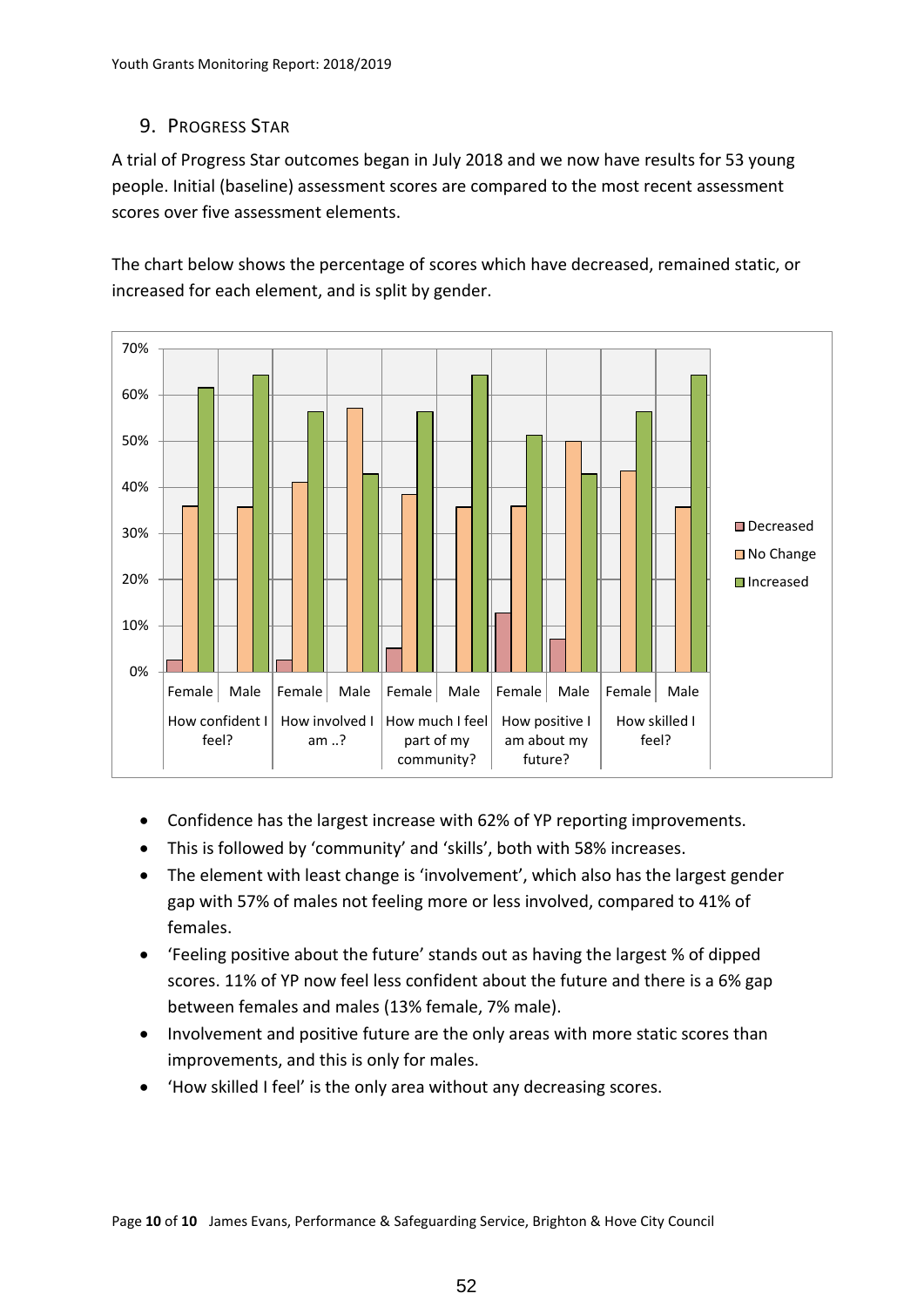## 9. Progress Star

A trial of Progress Star outcomes began in July 2018 and we now have results for 53 young people. Initial (baseline) assessment scores are compared to the most recent assessment scores over five assessment elements.

The chart below shows the percentage of scores which have decreased, remained static, or increased for each element, and is split by gender.

70%
60%
50%
40%
30%
20%
10%
0%

Female Male — How confident I feel?
Female Male — How involved I am ..?
Female Male — How much I feel part of my community?
Female Male — How positive I am about my future?
Female Male — How skilled I feel?

Decreased
No Change
Increased

- Confidence has the largest increase with 62% of YP reporting improvements.
- This is followed by 'community' and 'skills', both with 58% increases.
- The element with least change is 'involvement', which also has the largest gender gap with 57% of males not feeling more or less involved, compared to 41% of females.
- 'Feeling positive about the future' stands out as having the largest % of dipped scores. 11% of YP now feel less confident about the future and there is a 6% gap between females and males (13% female, 7% male).
- Involvement and positive future are the only areas with more static scores than improvements, and this is only for males.
- 'How skilled I feel' is the only area without any decreasing scores.